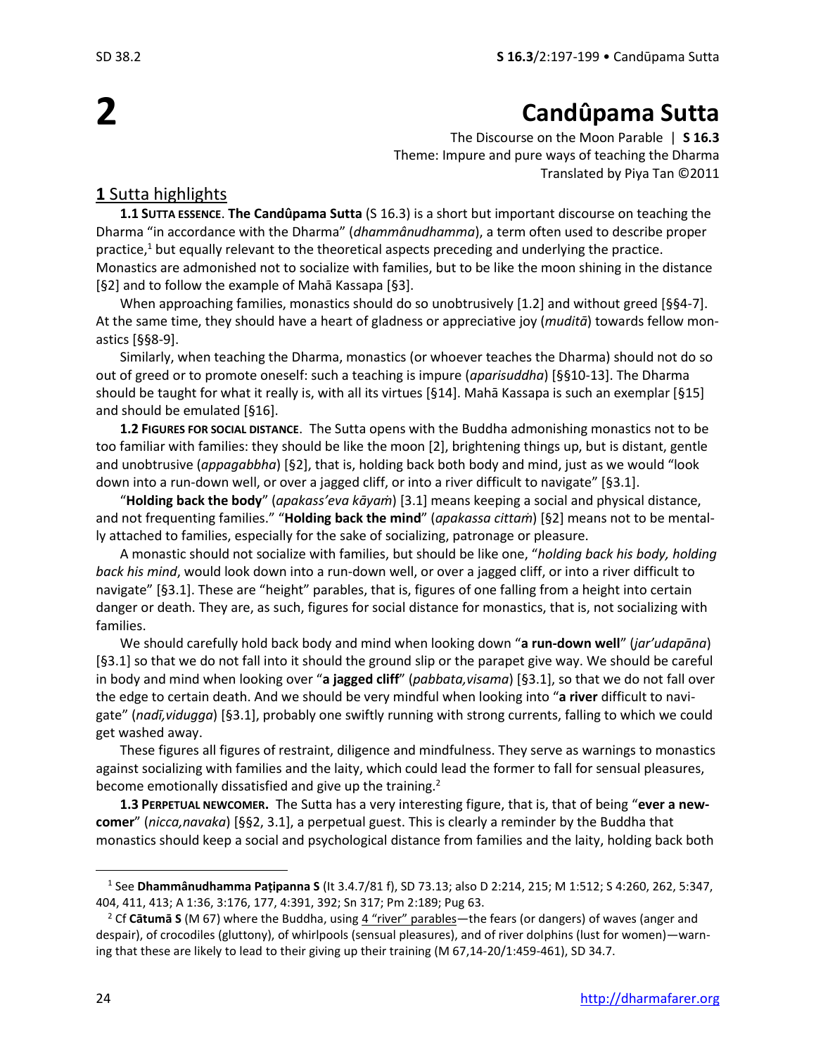# 2 Candûpama Sutta

The Discourse on the Moon Parable | **S 16.3**
Theme: Impure and pure ways of teaching the Dharma
Translated by Piya Tan ©2011

## 1 Sutta highlights

**1.1 SUTTA ESSENCE**. **The Candûpama Sutta** (S 16.3) is a short but important discourse on teaching the Dharma "in accordance with the Dharma" (*dhammânudhamma*), a term often used to describe proper practice,[1] but equally relevant to the theoretical aspects preceding and underlying the practice. Monastics are admonished not to socialize with families, but to be like the moon shining in the distance [§2] and to follow the example of Mahā Kassapa [§3].

When approaching families, monastics should do so unobtrusively [1.2] and without greed [§§4-7]. At the same time, they should have a heart of gladness or appreciative joy (*muditā*) towards fellow monastics [§§8-9].

Similarly, when teaching the Dharma, monastics (or whoever teaches the Dharma) should not do so out of greed or to promote oneself: such a teaching is impure (*aparisuddha*) [§§10-13]. The Dharma should be taught for what it really is, with all its virtues [§14]. Mahā Kassapa is such an exemplar [§15] and should be emulated [§16].

**1.2 FIGURES FOR SOCIAL DISTANCE**. The Sutta opens with the Buddha admonishing monastics not to be too familiar with families: they should be like the moon [2], brightening things up, but is distant, gentle and unobtrusive (*appagabbha*) [§2], that is, holding back both body and mind, just as we would "look down into a run-down well, or over a jagged cliff, or into a river difficult to navigate" [§3.1].

"**Holding back the body**" (*apakass'eva kāyaṁ*) [3.1] means keeping a social and physical distance, and not frequenting families." "**Holding back the mind**" (*apakassa cittaṁ*) [§2] means not to be mentally attached to families, especially for the sake of socializing, patronage or pleasure.

A monastic should not socialize with families, but should be like one, "*holding back his body, holding back his mind*, would look down into a run-down well, or over a jagged cliff, or into a river difficult to navigate" [§3.1]. These are "height" parables, that is, figures of one falling from a height into certain danger or death. They are, as such, figures for social distance for monastics, that is, not socializing with families.

We should carefully hold back body and mind when looking down "**a run-down well**" (*jar'udapāna*) [§3.1] so that we do not fall into it should the ground slip or the parapet give way. We should be careful in body and mind when looking over "**a jagged cliff**" (*pabbata,visama*) [§3.1], so that we do not fall over the edge to certain death. And we should be very mindful when looking into "**a river** difficult to navigate" (*nadī,vidugga*) [§3.1], probably one swiftly running with strong currents, falling to which we could get washed away.

These figures all figures of restraint, diligence and mindfulness. They serve as warnings to monastics against socializing with families and the laity, which could lead the former to fall for sensual pleasures, become emotionally dissatisfied and give up the training.[2]

**1.3 PERPETUAL NEWCOMER.** The Sutta has a very interesting figure, that is, that of being "**ever a newcomer**" (*nicca,navaka*) [§§2, 3.1], a perpetual guest. This is clearly a reminder by the Buddha that monastics should keep a social and psychological distance from families and the laity, holding back both

---

[1] See **Dhammânudhamma Paṭipanna S** (It 3.4.7/81 f), SD 73.13; also D 2:214, 215; M 1:512; S 4:260, 262, 5:347, 404, 411, 413; A 1:36, 3:176, 177, 4:391, 392; Sn 317; Pm 2:189; Pug 63.

[2] Cf **Cātumā S** (M 67) where the Buddha, using 4 "river" parables—the fears (or dangers) of waves (anger and despair), of crocodiles (gluttony), of whirlpools (sensual pleasures), and of river dolphins (lust for women)—warning that these are likely to lead to their giving up their training (M 67,14-20/1:459-461), SD 34.7.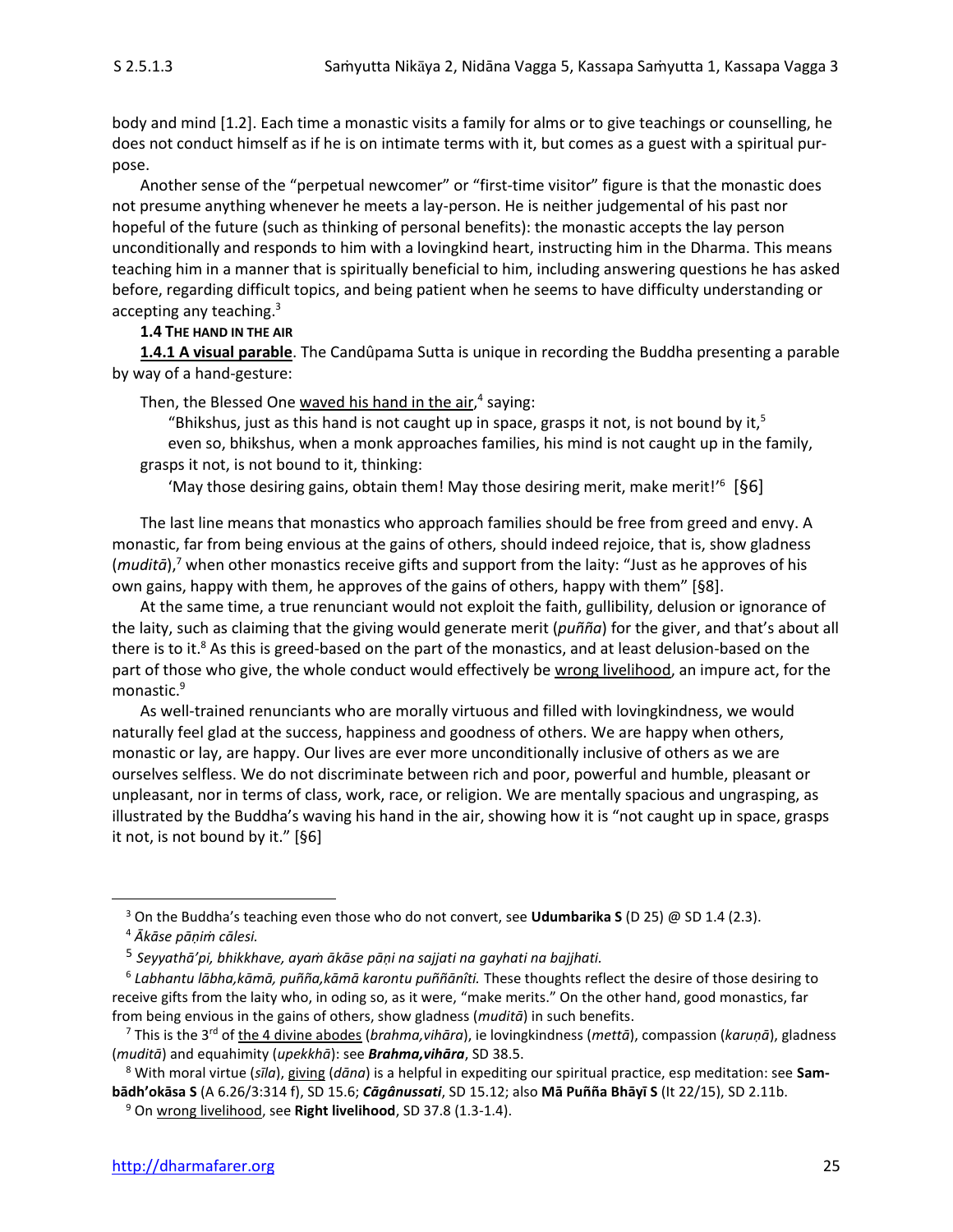body and mind [1.2]. Each time a monastic visits a family for alms or to give teachings or counselling, he does not conduct himself as if he is on intimate terms with it, but comes as a guest with a spiritual purpose.

Another sense of the "perpetual newcomer" or "first-time visitor" figure is that the monastic does not presume anything whenever he meets a lay-person. He is neither judgemental of his past nor hopeful of the future (such as thinking of personal benefits): the monastic accepts the lay person unconditionally and responds to him with a lovingkind heart, instructing him in the Dharma. This means teaching him in a manner that is spiritually beneficial to him, including answering questions he has asked before, regarding difficult topics, and being patient when he seems to have difficulty understanding or accepting any teaching.[3]

**1.4 THE HAND IN THE AIR**

**1.4.1 A visual parable**. The Candûpama Sutta is unique in recording the Buddha presenting a parable by way of a hand-gesture:

> Then, the Blessed One waved his hand in the air,[4] saying:
>
> "Bhikshus, just as this hand is not caught up in space, grasps it not, is not bound by it,[5] even so, bhikshus, when a monk approaches families, his mind is not caught up in the family, grasps it not, is not bound to it, thinking:
>
> 'May those desiring gains, obtain them! May those desiring merit, make merit!'[6] [§6]

The last line means that monastics who approach families should be free from greed and envy. A monastic, far from being envious at the gains of others, should indeed rejoice, that is, show gladness (*muditā*),[7] when other monastics receive gifts and support from the laity: "Just as he approves of his own gains, happy with them, he approves of the gains of others, happy with them" [§8].

At the same time, a true renunciant would not exploit the faith, gullibility, delusion or ignorance of the laity, such as claiming that the giving would generate merit (*puñña*) for the giver, and that's about all there is to it.[8] As this is greed-based on the part of the monastics, and at least delusion-based on the part of those who give, the whole conduct would effectively be wrong livelihood, an impure act, for the monastic.[9]

As well-trained renunciants who are morally virtuous and filled with lovingkindness, we would naturally feel glad at the success, happiness and goodness of others. We are happy when others, monastic or lay, are happy. Our lives are ever more unconditionally inclusive of others as we are ourselves selfless. We do not discriminate between rich and poor, powerful and humble, pleasant or unpleasant, nor in terms of class, work, race, or religion. We are mentally spacious and ungrasping, as illustrated by the Buddha's waving his hand in the air, showing how it is "not caught up in space, grasps it not, is not bound by it." [§6]

---

[3] On the Buddha's teaching even those who do not convert, see **Udumbarika S** (D 25) @ SD 1.4 (2.3).

[4] *Ākāse pāṇiṁ cālesi.*

[5] *Seyyathā'pi, bhikkhave, ayaṁ ākāse pāṇi na sajjati na gayhati na bajjhati.*

[6] *Labhantu lābha,kāmā, puñña,kāmā karontu puññānîti.* These thoughts reflect the desire of those desiring to receive gifts from the laity who, in oding so, as it were, "make merits." On the other hand, good monastics, far from being envious in the gains of others, show gladness (*muditā*) in such benefits.

[7] This is the 3rd of the 4 divine abodes (*brahma,vihāra*), ie lovingkindness (*mettā*), compassion (*karuṇā*), gladness (*muditā*) and equahimity (*upekkhā*): see ***Brahma,vihāra***, SD 38.5.

[8] With moral virtue (*sīla*), giving (*dāna*) is a helpful in expediting our spiritual practice, esp meditation: see **Sambādh'okāsa S** (A 6.26/3:314 f), SD 15.6; ***Cāgânussati***, SD 15.12; also **Mā Puñña Bhāyī S** (It 22/15), SD 2.11b.

[9] On wrong livelihood, see **Right livelihood**, SD 37.8 (1.3-1.4).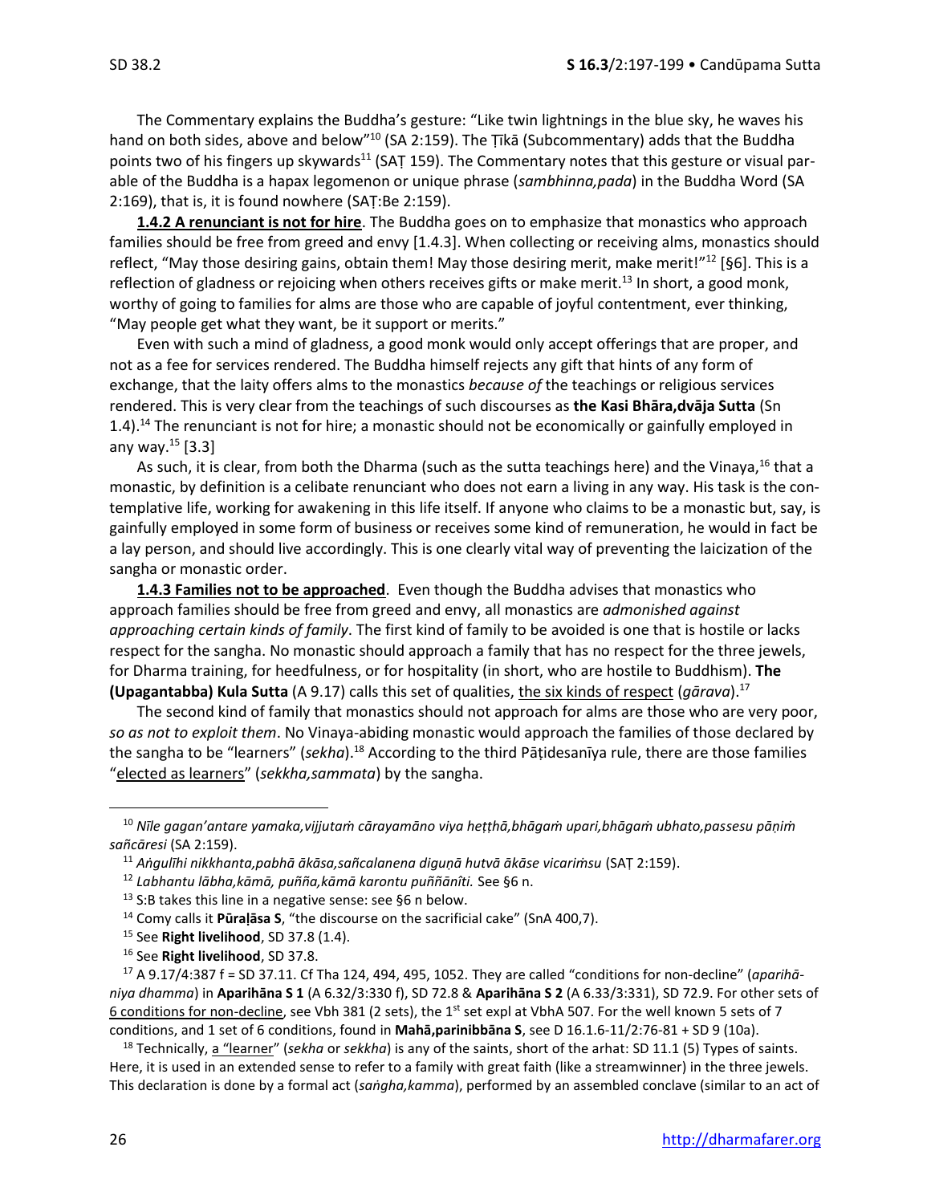The Commentary explains the Buddha's gesture: "Like twin lightnings in the blue sky, he waves his hand on both sides, above and below"[10] (SA 2:159). The Ṭīkā (Subcommentary) adds that the Buddha points two of his fingers up skywards[11] (SAṬ 159). The Commentary notes that this gesture or visual parable of the Buddha is a hapax legomenon or unique phrase (*sambhinna,pada*) in the Buddha Word (SA 2:169), that is, it is found nowhere (SAṬ:Be 2:159).

**1.4.2 A renunciant is not for hire**. The Buddha goes on to emphasize that monastics who approach families should be free from greed and envy [1.4.3]. When collecting or receiving alms, monastics should reflect, "May those desiring gains, obtain them! May those desiring merit, make merit!"[12] [§6]. This is a reflection of gladness or rejoicing when others receives gifts or make merit.[13] In short, a good monk, worthy of going to families for alms are those who are capable of joyful contentment, ever thinking, "May people get what they want, be it support or merits."

Even with such a mind of gladness, a good monk would only accept offerings that are proper, and not as a fee for services rendered. The Buddha himself rejects any gift that hints of any form of exchange, that the laity offers alms to the monastics *because of* the teachings or religious services rendered. This is very clear from the teachings of such discourses as **the Kasi Bhāra,dvāja Sutta** (Sn 1.4).[14] The renunciant is not for hire; a monastic should not be economically or gainfully employed in any way.[15] [3.3]

As such, it is clear, from both the Dharma (such as the sutta teachings here) and the Vinaya,[16] that a monastic, by definition is a celibate renunciant who does not earn a living in any way. His task is the contemplative life, working for awakening in this life itself. If anyone who claims to be a monastic but, say, is gainfully employed in some form of business or receives some kind of remuneration, he would in fact be a lay person, and should live accordingly. This is one clearly vital way of preventing the laicization of the sangha or monastic order.

**1.4.3 Families not to be approached**. Even though the Buddha advises that monastics who approach families should be free from greed and envy, all monastics are *admonished against approaching certain kinds of family*. The first kind of family to be avoided is one that is hostile or lacks respect for the sangha. No monastic should approach a family that has no respect for the three jewels, for Dharma training, for heedfulness, or for hospitality (in short, who are hostile to Buddhism). **The (Upagantabba) Kula Sutta** (A 9.17) calls this set of qualities, the six kinds of respect (*gārava*).[17]

The second kind of family that monastics should not approach for alms are those who are very poor, *so as not to exploit them*. No Vinaya-abiding monastic would approach the families of those declared by the sangha to be "learners" (*sekha*).[18] According to the third Pāṭidesanīya rule, there are those families "elected as learners" (*sekkha,sammata*) by the sangha.

---

[10] *Nīle gagan'antare yamaka,vijjutaṁ cārayamāno viya heṭṭhā,bhāgaṁ upari,bhāgaṁ ubhato,passesu pāṇiṁ sañcāresi* (SA 2:159).

[11] *Aṅgulīhi nikkhanta,pabhā ākāsa,sañcalanena diguṇā hutvā ākāse vicariṁsu* (SAṬ 2:159).

[12] *Labhantu lābha,kāmā, puñña,kāmā karontu puññānîti.* See §6 n.

[13] S:B takes this line in a negative sense: see §6 n below.

[14] Comy calls it **Pūraḷāsa S**, "the discourse on the sacrificial cake" (SnA 400,7).

[15] See **Right livelihood**, SD 37.8 (1.4).

[16] See **Right livelihood**, SD 37.8.

[17] A 9.17/4:387 f = SD 37.11. Cf Tha 124, 494, 495, 1052. They are called "conditions for non-decline" (*aparihāniya dhamma*) in **Aparihāna S 1** (A 6.32/3:330 f), SD 72.8 & **Aparihāna S 2** (A 6.33/3:331), SD 72.9. For other sets of 6 conditions for non-decline, see Vbh 381 (2 sets), the 1st set expl at VbhA 507. For the well known 5 sets of 7 conditions, and 1 set of 6 conditions, found in **Mahā,parinibbāna S**, see D 16.1.6-11/2:76-81 + SD 9 (10a).

[18] Technically, a "learner" (*sekha* or *sekkha*) is any of the saints, short of the arhat: SD 11.1 (5) Types of saints. Here, it is used in an extended sense to refer to a family with great faith (like a streamwinner) in the three jewels. This declaration is done by a formal act (*saṅgha,kamma*), performed by an assembled conclave (similar to an act of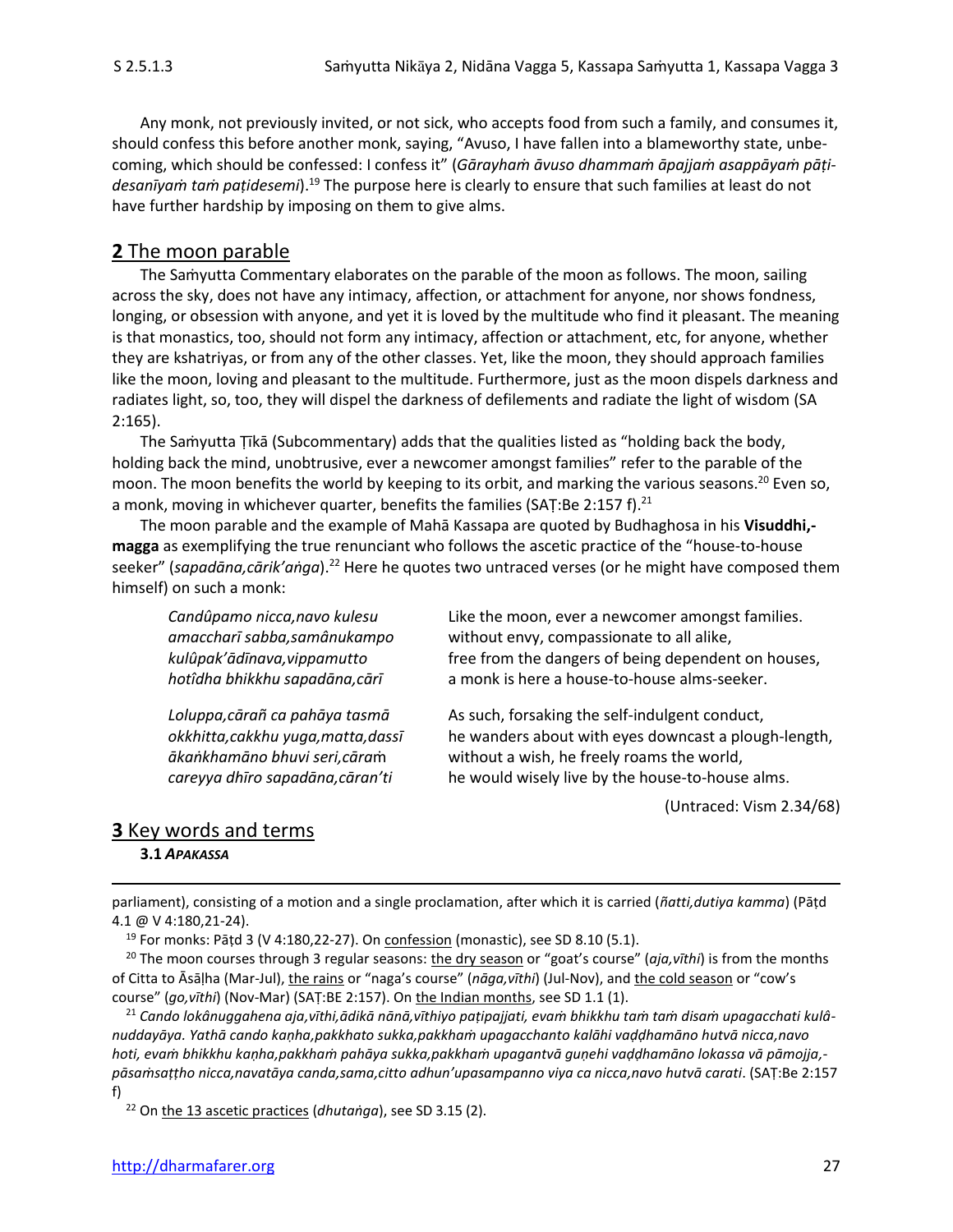Any monk, not previously invited, or not sick, who accepts food from such a family, and consumes it, should confess this before another monk, saying, "Avuso, I have fallen into a blameworthy state, unbecoming, which should be confessed: I confess it" (*Gārayhaṁ āvuso dhammaṁ āpajjaṁ asappāyaṁ pāṭidesanīyaṁ taṁ paṭidesemi*).[19] The purpose here is clearly to ensure that such families at least do not have further hardship by imposing on them to give alms.

## **2** The moon parable

The Saṁyutta Commentary elaborates on the parable of the moon as follows. The moon, sailing across the sky, does not have any intimacy, affection, or attachment for anyone, nor shows fondness, longing, or obsession with anyone, and yet it is loved by the multitude who find it pleasant. The meaning is that monastics, too, should not form any intimacy, affection or attachment, etc, for anyone, whether they are kshatriyas, or from any of the other classes. Yet, like the moon, they should approach families like the moon, loving and pleasant to the multitude. Furthermore, just as the moon dispels darkness and radiates light, so, too, they will dispel the darkness of defilements and radiate the light of wisdom (SA 2:165).

The Saṁyutta Ṭīkā (Subcommentary) adds that the qualities listed as "holding back the body, holding back the mind, unobtrusive, ever a newcomer amongst families" refer to the parable of the moon. The moon benefits the world by keeping to its orbit, and marking the various seasons.[20] Even so, a monk, moving in whichever quarter, benefits the families (SAṬ:Be 2:157 f).[21]

The moon parable and the example of Mahā Kassapa are quoted by Budhaghosa in his **Visuddhi,magga** as exemplifying the true renunciant who follows the ascetic practice of the "house-to-house seeker" (*sapadāna,cārik'aṅga*).[22] Here he quotes two untraced verses (or he might have composed them himself) on such a monk:

| | |
|---|---|
| *Candûpamo nicca,navo kulesu* | Like the moon, ever a newcomer amongst families. |
| *amaccharī sabba,samânukampo* | without envy, compassionate to all alike, |
| *kulûpak'ādīnava,vippamutto* | free from the dangers of being dependent on houses, |
| *hotîdha bhikkhu sapadāna,cārī* | a monk is here a house-to-house alms-seeker. |
| *Loluppa,cārañ ca pahāya tasmā* | As such, forsaking the self-indulgent conduct, |
| *okkhitta,cakkhu yuga,matta,dassī* | he wanders about with eyes downcast a plough-length, |
| *ākaṅkhamāno bhuvi seri,cāraṁ* | without a wish, he freely roams the world, |
| *careyya dhīro sapadāna,cāran'ti* | he would wisely live by the house-to-house alms. |

(Untraced: Vism 2.34/68)

## **3** Key words and terms

### **3.1** *APAKASSA*

---

parliament), consisting of a motion and a single proclamation, after which it is carried (*ñatti,dutiya kamma*) (Pāṭd 4.1 @ V 4:180,21-24).

[19] For monks: Pāṭd 3 (V 4:180,22-27). On confession (monastic), see SD 8.10 (5.1).

[20] The moon courses through 3 regular seasons: the dry season or "goat's course" (*aja,vīthi*) is from the months of Citta to Āsāḷha (Mar-Jul), the rains or "naga's course" (*nāga,vīthi*) (Jul-Nov), and the cold season or "cow's course" (*go,vīthi*) (Nov-Mar) (SAṬ:BE 2:157). On the Indian months, see SD 1.1 (1).

[21] *Cando lokânuggahena aja,vīthi,ādikā nānā,vīthiyo paṭipajjati, evaṁ bhikkhu taṁ taṁ disaṁ upagacchati kulânuddayāya. Yathā cando kaṇha,pakkhato sukka,pakkhaṁ upagacchanto kalāhi vaḍḍhamāno hutvā nicca,navo hoti, evaṁ bhikkhu kaṇha,pakkhaṁ pahāya sukka,pakkhaṁ upagantvā guṇehi vaḍḍhamāno lokassa vā pāmojja,pāsaṁsaṭṭho nicca,navatāya canda,sama,citto adhun'upasampanno viya ca nicca,navo hutvā carati*. (SAṬ:Be 2:157 f)

[22] On the 13 ascetic practices (*dhutaṅga*), see SD 3.15 (2).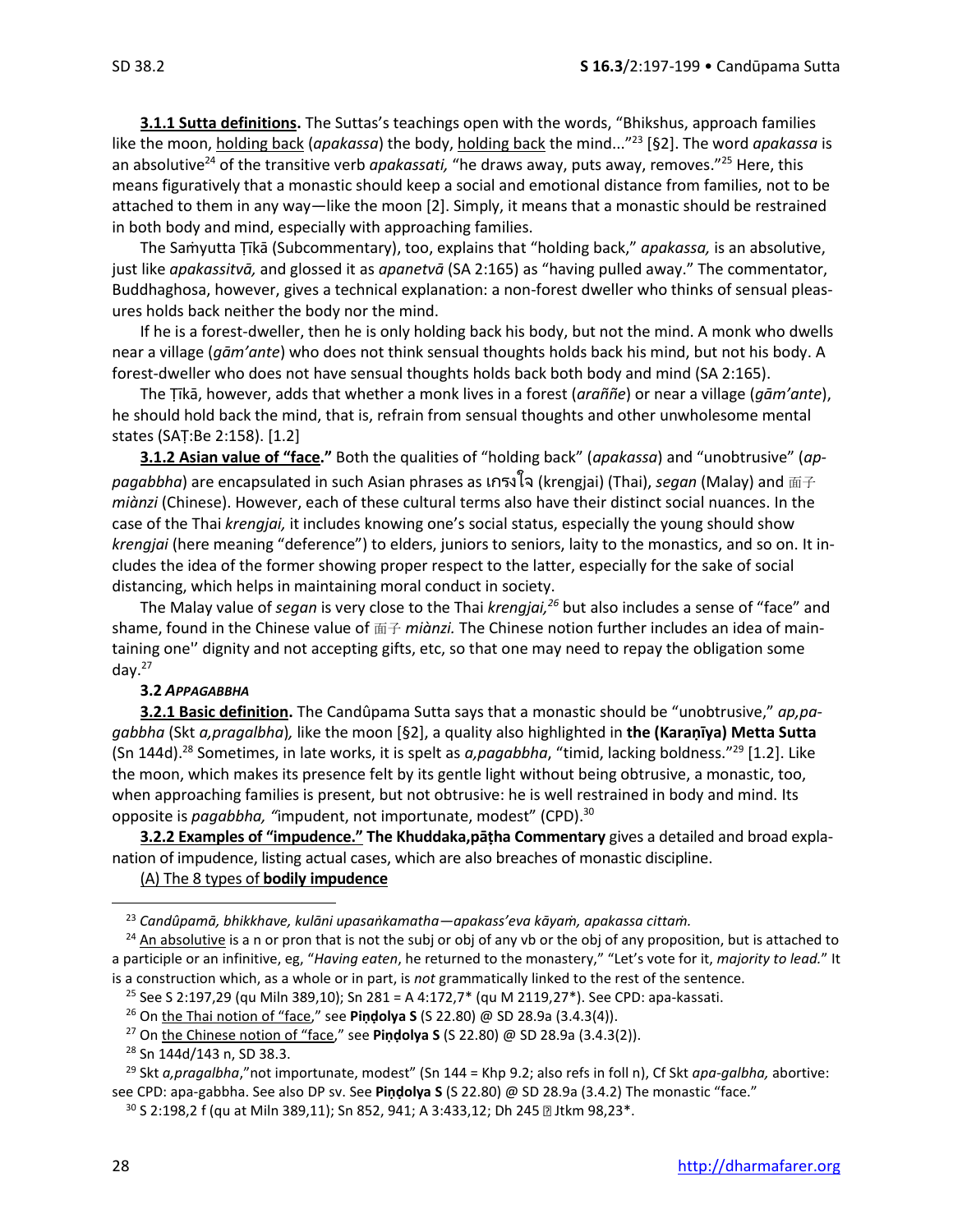**3.1.1 Sutta definitions.** The Suttas's teachings open with the words, "Bhikshus, approach families like the moon, holding back (*apakassa*) the body, holding back the mind..."[23] [§2]. The word *apakassa* is an absolutive[24] of the transitive verb *apakassati,* "he draws away, puts away, removes."[25] Here, this means figuratively that a monastic should keep a social and emotional distance from families, not to be attached to them in any way—like the moon [2]. Simply, it means that a monastic should be restrained in both body and mind, especially with approaching families.

The Saṁyutta Ṭīkā (Subcommentary), too, explains that "holding back," *apakassa,* is an absolutive, just like *apakassitvā,* and glossed it as *apanetvā* (SA 2:165) as "having pulled away." The commentator, Buddhaghosa, however, gives a technical explanation: a non-forest dweller who thinks of sensual pleasures holds back neither the body nor the mind.

If he is a forest-dweller, then he is only holding back his body, but not the mind. A monk who dwells near a village (*gām'ante*) who does not think sensual thoughts holds back his mind, but not his body. A forest-dweller who does not have sensual thoughts holds back both body and mind (SA 2:165).

The Ṭīkā, however, adds that whether a monk lives in a forest (*araññe*) or near a village (*gām'ante*), he should hold back the mind, that is, refrain from sensual thoughts and other unwholesome mental states (SAṬ:Be 2:158). [1.2]

**3.1.2 Asian value of "face."** Both the qualities of "holding back" (*apakassa*) and "unobtrusive" (*appagabbha*) are encapsulated in such Asian phrases as เกรงใจ (krengjai) (Thai), *segan* (Malay) and 面子 *miànzi* (Chinese). However, each of these cultural terms also have their distinct social nuances. In the case of the Thai *krengjai,* it includes knowing one's social status, especially the young should show *krengjai* (here meaning "deference") to elders, juniors to seniors, laity to the monastics, and so on. It includes the idea of the former showing proper respect to the latter, especially for the sake of social distancing, which helps in maintaining moral conduct in society.

The Malay value of *segan* is very close to the Thai *krengjai,*[26] but also includes a sense of "face" and shame, found in the Chinese value of 面子 *miànzi.* The Chinese notion further includes an idea of maintaining one'' dignity and not accepting gifts, etc, so that one may need to repay the obligation some day.[27]

**3.2 *APPAGABBHA***

**3.2.1 Basic definition.** The Candûpama Sutta says that a monastic should be "unobtrusive," *ap,pagabbha* (Skt *a,pragalbha*)*,* like the moon [§2], a quality also highlighted in **the (Karaṇīya) Metta Sutta** (Sn 144d).[28] Sometimes, in late works, it is spelt as *a,pagabbha*, "timid, lacking boldness."[29] [1.2]. Like the moon, which makes its presence felt by its gentle light without being obtrusive, a monastic, too, when approaching families is present, but not obtrusive: he is well restrained in body and mind. Its opposite is *pagabbha, "*impudent, not importunate, modest" (CPD).[30]

**3.2.2 Examples of "impudence." The Khuddaka,pāṭha Commentary** gives a detailed and broad explanation of impudence, listing actual cases, which are also breaches of monastic discipline.

(A) The 8 types of **bodily impudence**

---

[23] *Candûpamā, bhikkhave, kulāni upasaṅkamatha—apakass'eva kāyaṁ, apakassa cittaṁ.*

[24] An absolutive is a n or pron that is not the subj or obj of any vb or the obj of any proposition, but is attached to a participle or an infinitive, eg, "*Having eaten*, he returned to the monastery," "Let's vote for it, *majority to lead.*" It is a construction which, as a whole or in part, is *not* grammatically linked to the rest of the sentence.

[25] See S 2:197,29 (qu Miln 389,10); Sn 281 = A 4:172,7* (qu M 2119,27*). See CPD: apa-kassati.

[26] On the Thai notion of "face," see **Piṇḍolya S** (S 22.80) @ SD 28.9a (3.4.3(4)).

[27] On the Chinese notion of "face," see **Piṇḍolya S** (S 22.80) @ SD 28.9a (3.4.3(2)).

[28] Sn 144d/143 n, SD 38.3.

[29] Skt *a,pragalbha*,"not importunate, modest" (Sn 144 = Khp 9.2; also refs in foll n), Cf Skt *apa-galbha,* abortive: see CPD: apa-gabbha. See also DP sv. See **Piṇḍolya S** (S 22.80) @ SD 28.9a (3.4.2) The monastic "face."

[30] S 2:198,2 f (qu at Miln 389,11); Sn 852, 941; A 3:433,12; Dh 245 ≈ Jtkm 98,23*.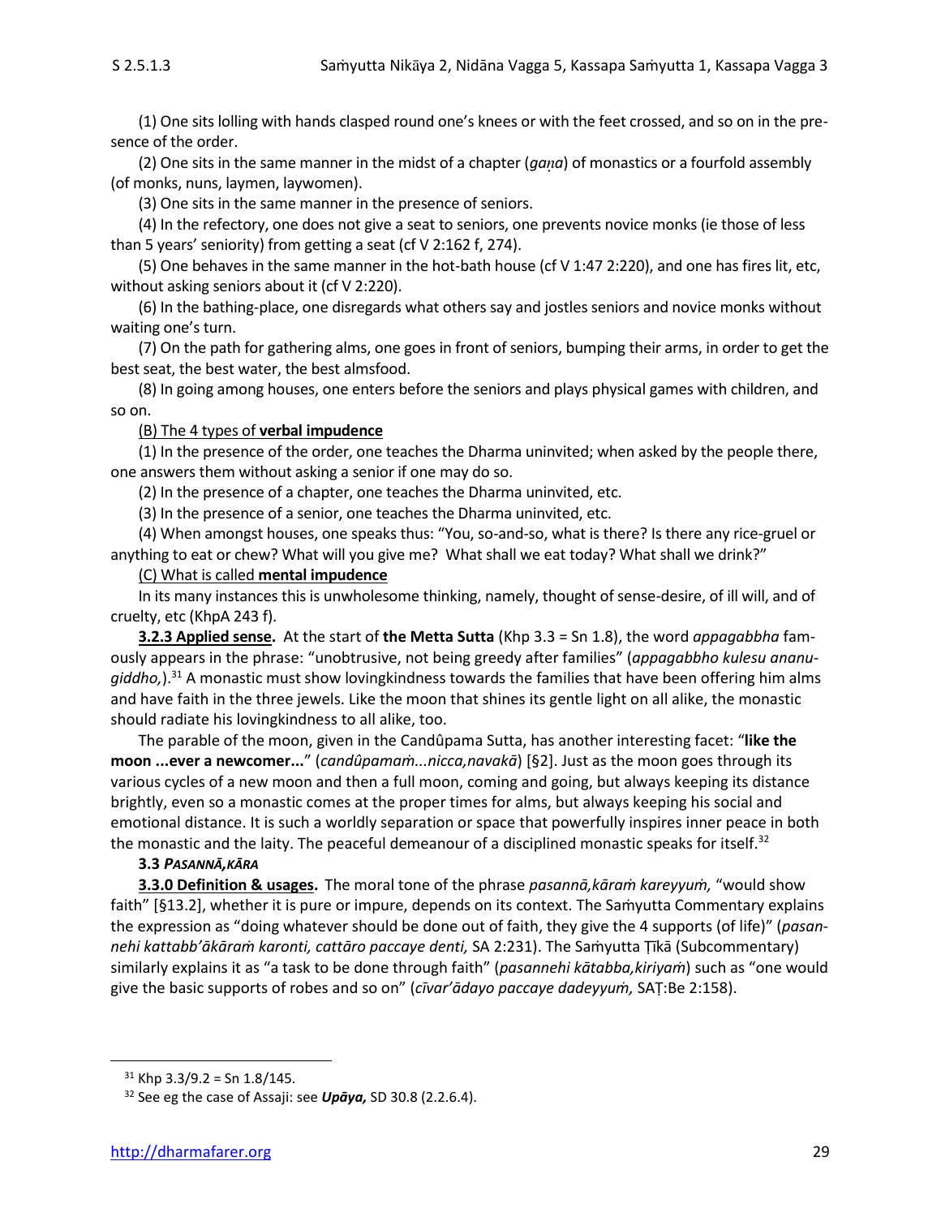(1) One sits lolling with hands clasped round one's knees or with the feet crossed, and so on in the presence of the order.

(2) One sits in the same manner in the midst of a chapter (*gaṇa*) of monastics or a fourfold assembly (of monks, nuns, laymen, laywomen).

(3) One sits in the same manner in the presence of seniors.

(4) In the refectory, one does not give a seat to seniors, one prevents novice monks (ie those of less than 5 years' seniority) from getting a seat (cf V 2:162 f, 274).

(5) One behaves in the same manner in the hot-bath house (cf V 1:47 2:220), and one has fires lit, etc, without asking seniors about it (cf V 2:220).

(6) In the bathing-place, one disregards what others say and jostles seniors and novice monks without waiting one's turn.

(7) On the path for gathering alms, one goes in front of seniors, bumping their arms, in order to get the best seat, the best water, the best almsfood.

(8) In going among houses, one enters before the seniors and plays physical games with children, and so on.

(B) The 4 types of **verbal impudence**

(1) In the presence of the order, one teaches the Dharma uninvited; when asked by the people there, one answers them without asking a senior if one may do so.

(2) In the presence of a chapter, one teaches the Dharma uninvited, etc.

(3) In the presence of a senior, one teaches the Dharma uninvited, etc.

(4) When amongst houses, one speaks thus: "You, so-and-so, what is there? Is there any rice-gruel or anything to eat or chew? What will you give me? What shall we eat today? What shall we drink?"

(C) What is called **mental impudence**

In its many instances this is unwholesome thinking, namely, thought of sense-desire, of ill will, and of cruelty, etc (KhpA 243 f).

**3.2.3 Applied sense.** At the start of **the Metta Sutta** (Khp 3.3 = Sn 1.8), the word *appagabbha* famously appears in the phrase: "unobtrusive, not being greedy after families" (*appagabbho kulesu ananugiddho,*).[31] A monastic must show lovingkindness towards the families that have been offering him alms and have faith in the three jewels. Like the moon that shines its gentle light on all alike, the monastic should radiate his lovingkindness to all alike, too.

The parable of the moon, given in the Candûpama Sutta, has another interesting facet: "**like the moon ...ever a newcomer...**" (*candûpamaṁ...nicca,navakā*) [§2]. Just as the moon goes through its various cycles of a new moon and then a full moon, coming and going, but always keeping its distance brightly, even so a monastic comes at the proper times for alms, but always keeping his social and emotional distance. It is such a worldly separation or space that powerfully inspires inner peace in both the monastic and the laity. The peaceful demeanour of a disciplined monastic speaks for itself.[32]

**3.3 *PASANNĀ,KĀRA***

**3.3.0 Definition & usages.** The moral tone of the phrase *pasannā,kāraṁ kareyyuṁ,* "would show faith" [§13.2], whether it is pure or impure, depends on its context. The Saṁyutta Commentary explains the expression as "doing whatever should be done out of faith, they give the 4 supports (of life)" (*pasannehi kattabb'ākāraṁ karonti, cattāro paccaye denti,* SA 2:231). The Saṁyutta Ṭīkā (Subcommentary) similarly explains it as "a task to be done through faith" (*pasannehi kātabba,kiriyaṁ*) such as "one would give the basic supports of robes and so on" (*cīvar'ādayo paccaye dadeyyuṁ,* SAṬ:Be 2:158).

[31] Khp 3.3/9.2 = Sn 1.8/145.

[32] See eg the case of Assaji: see ***Upāya,*** SD 30.8 (2.2.6.4).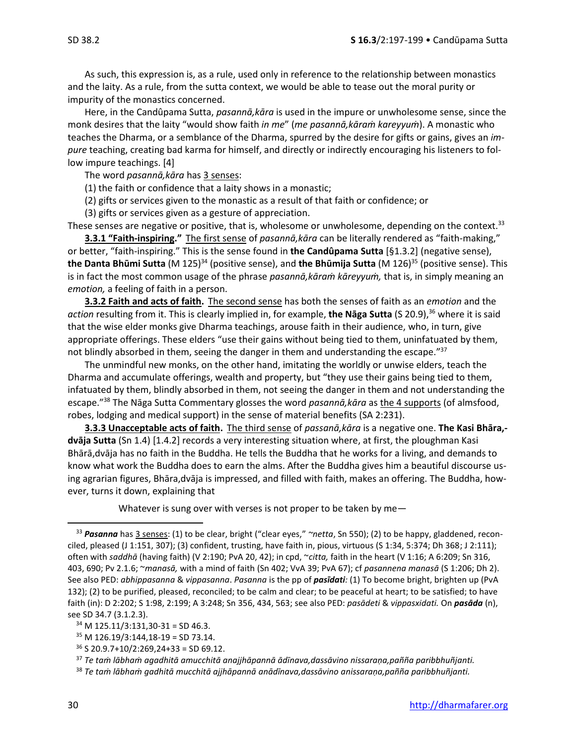As such, this expression is, as a rule, used only in reference to the relationship between monastics and the laity. As a rule, from the sutta context, we would be able to tease out the moral purity or impurity of the monastics concerned.

Here, in the Candûpama Sutta, *pasannā,kāra* is used in the impure or unwholesome sense, since the monk desires that the laity "would show faith *in me*" (*me pasannā,kāraṁ kareyyuṁ*). A monastic who teaches the Dharma, or a semblance of the Dharma, spurred by the desire for gifts or gains, gives an *impure* teaching, creating bad karma for himself, and directly or indirectly encouraging his listeners to follow impure teachings. [4]

The word *pasannā,kāra* has 3 senses:

(1) the faith or confidence that a laity shows in a monastic;

(2) gifts or services given to the monastic as a result of that faith or confidence; or

(3) gifts or services given as a gesture of appreciation.

These senses are negative or positive, that is, wholesome or unwholesome, depending on the context.[33]

**3.3.1 "Faith-inspiring."** The first sense of *pasannā,kāra* can be literally rendered as "faith-making," or better, "faith-inspiring." This is the sense found in **the Candûpama Sutta** [§1.3.2] (negative sense), **the Danta Bhūmi Sutta** (M 125)[34] (positive sense), and **the Bhūmija Sutta** (M 126)[35] (positive sense). This is in fact the most common usage of the phrase *pasannā,kāraṁ kāreyyuṁ,* that is, in simply meaning an *emotion,* a feeling of faith in a person.

**3.3.2 Faith and acts of faith.** The second sense has both the senses of faith as an *emotion* and the *action* resulting from it. This is clearly implied in, for example, **the Nāga Sutta** (S 20.9),[36] where it is said that the wise elder monks give Dharma teachings, arouse faith in their audience, who, in turn, give appropriate offerings. These elders "use their gains without being tied to them, uninfatuated by them, not blindly absorbed in them, seeing the danger in them and understanding the escape."[37]

The unmindful new monks, on the other hand, imitating the worldly or unwise elders, teach the Dharma and accumulate offerings, wealth and property, but "they use their gains being tied to them, infatuated by them, blindly absorbed in them, not seeing the danger in them and not understanding the escape."[38] The Nāga Sutta Commentary glosses the word *pasannā,kāra* as the 4 supports (of almsfood, robes, lodging and medical support) in the sense of material benefits (SA 2:231).

**3.3.3 Unacceptable acts of faith.** The third sense of *passanā,kāra* is a negative one. **The Kasi Bhāra,dvāja Sutta** (Sn 1.4) [1.4.2] records a very interesting situation where, at first, the ploughman Kasi Bhārā,dvāja has no faith in the Buddha. He tells the Buddha that he works for a living, and demands to know what work the Buddha does to earn the alms. After the Buddha gives him a beautiful discourse using agrarian figures, Bhāra,dvāja is impressed, and filled with faith, makes an offering. The Buddha, however, turns it down, explaining that

> Whatever is sung over with verses is not proper to be taken by me—

---

[33] ***Pasanna*** has 3 senses: (1) to be clear, bright ("clear eyes," ~*netta*, Sn 550); (2) to be happy, gladdened, reconciled, pleased (J 1:151, 307); (3) confident, trusting, have faith in, pious, virtuous (S 1:34, 5:374; Dh 368; J 2:111); often with *saddhā* (having faith) (V 2:190; PvA 20, 42); in cpd, ~*citta,* faith in the heart (V 1:16; A 6:209; Sn 316, 403, 690; Pv 2.1.6; ~*manasā,* with a mind of faith (Sn 402; VvA 39; PvA 67); cf *pasannena manasā* (S 1:206; Dh 2). See also PED: *abhippasanna* & *vippasanna*. *Pasanna* is the pp of ***pasīdati:*** (1) To become bright, brighten up (PvA 132); (2) to be purified, pleased, reconciled; to be calm and clear; to be peaceful at heart; to be satisfied; to have faith (in): D 2:202; S 1:98, 2:199; A 3:248; Sn 356, 434, 563; see also PED: *pasādeti* & *vippasxidati.* On ***pasāda*** (n), see SD 34.7 (3.1.2.3).

[34] M 125.11/3:131,30-31 = SD 46.3.

[35] M 126.19/3:144,18-19 = SD 73.14.

[36] S 20.9.7+10/2:269,24+33 = SD 69.12.

[37] *Te taṁ lābhaṁ agadhitā amucchitā anajjhāpannā ādīnava,dassāvino nissaraṇa,pañña paribbhuñjanti.*

[38] *Te taṁ lābhaṁ gadhitā mucchitā ajjhāpannā anādīnava,dassāvino anissaraṇa,pañña paribbhuñjanti.*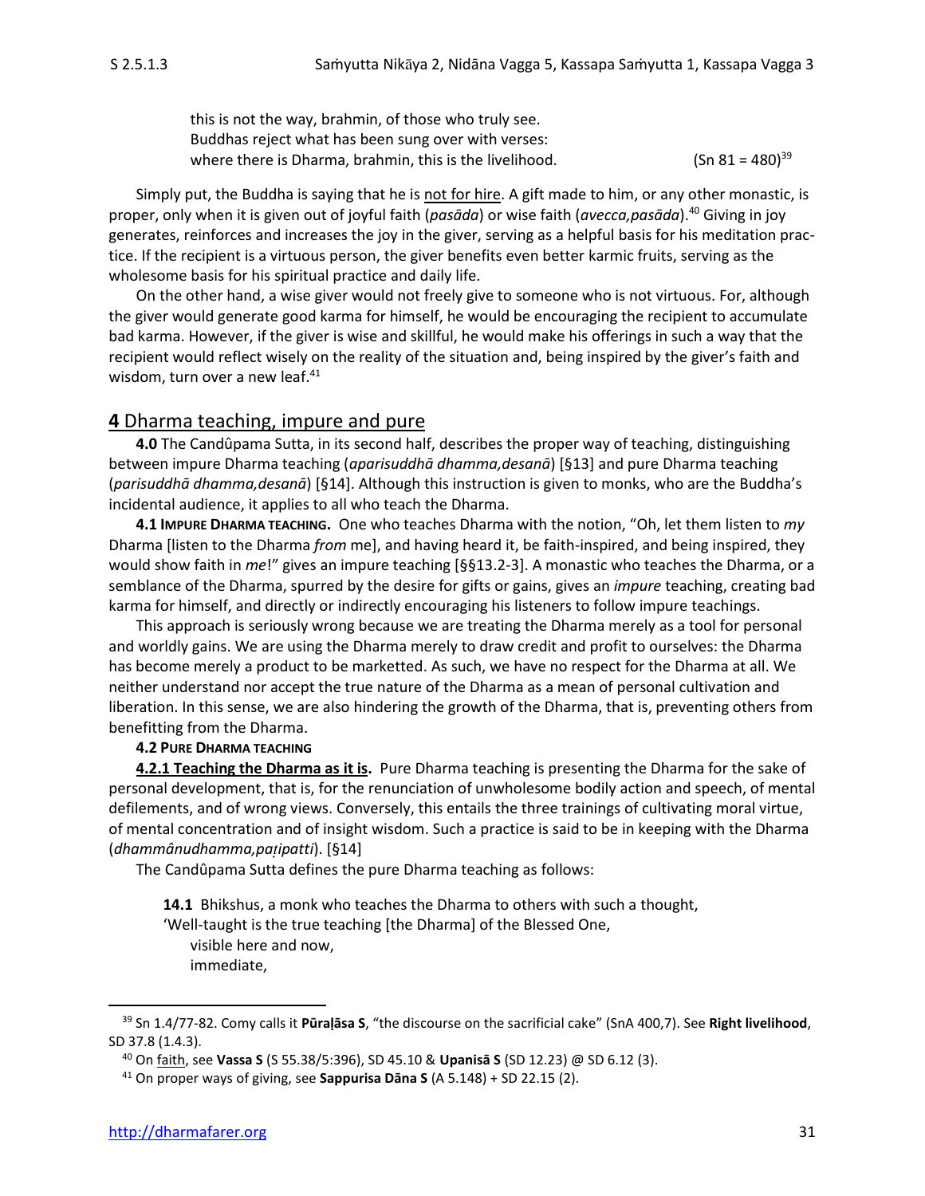this is not the way, brahmin, of those who truly see.
Buddhas reject what has been sung over with verses:
where there is Dharma, brahmin, this is the livelihood. (Sn 81 = 480)[39]

Simply put, the Buddha is saying that he is not for hire. A gift made to him, or any other monastic, is proper, only when it is given out of joyful faith (*pasāda*) or wise faith (*avecca,pasāda*).[40] Giving in joy generates, reinforces and increases the joy in the giver, serving as a helpful basis for his meditation practice. If the recipient is a virtuous person, the giver benefits even better karmic fruits, serving as the wholesome basis for his spiritual practice and daily life.

On the other hand, a wise giver would not freely give to someone who is not virtuous. For, although the giver would generate good karma for himself, he would be encouraging the recipient to accumulate bad karma. However, if the giver is wise and skillful, he would make his offerings in such a way that the recipient would reflect wisely on the reality of the situation and, being inspired by the giver's faith and wisdom, turn over a new leaf.[41]

## 4 Dharma teaching, impure and pure

**4.0** The Candûpama Sutta, in its second half, describes the proper way of teaching, distinguishing between impure Dharma teaching (*aparisuddhā dhamma,desanā*) [§13] and pure Dharma teaching (*parisuddhā dhamma,desanā*) [§14]. Although this instruction is given to monks, who are the Buddha's incidental audience, it applies to all who teach the Dharma.

**4.1 IMPURE DHARMA TEACHING.** One who teaches Dharma with the notion, "Oh, let them listen to *my* Dharma [listen to the Dharma *from* me], and having heard it, be faith-inspired, and being inspired, they would show faith in *me*!" gives an impure teaching [§§13.2-3]. A monastic who teaches the Dharma, or a semblance of the Dharma, spurred by the desire for gifts or gains, gives an *impure* teaching, creating bad karma for himself, and directly or indirectly encouraging his listeners to follow impure teachings.

This approach is seriously wrong because we are treating the Dharma merely as a tool for personal and worldly gains. We are using the Dharma merely to draw credit and profit to ourselves: the Dharma has become merely a product to be marketted. As such, we have no respect for the Dharma at all. We neither understand nor accept the true nature of the Dharma as a mean of personal cultivation and liberation. In this sense, we are also hindering the growth of the Dharma, that is, preventing others from benefitting from the Dharma.

**4.2 PURE DHARMA TEACHING**

**4.2.1 Teaching the Dharma as it is.** Pure Dharma teaching is presenting the Dharma for the sake of personal development, that is, for the renunciation of unwholesome bodily action and speech, of mental defilements, and of wrong views. Conversely, this entails the three trainings of cultivating moral virtue, of mental concentration and of insight wisdom. Such a practice is said to be in keeping with the Dharma (*dhammânudhamma,paṭipatti*). [§14]

The Candûpama Sutta defines the pure Dharma teaching as follows:

**14.1** Bhikshus, a monk who teaches the Dharma to others with such a thought,
'Well-taught is the true teaching [the Dharma] of the Blessed One,
visible here and now,
immediate,

---

[39] Sn 1.4/77-82. Comy calls it **Pūraḷāsa S**, "the discourse on the sacrificial cake" (SnA 400,7). See **Right livelihood**, SD 37.8 (1.4.3).

[40] On faith, see **Vassa S** (S 55.38/5:396), SD 45.10 & **Upanisā S** (SD 12.23) @ SD 6.12 (3).

[41] On proper ways of giving, see **Sappurisa Dāna S** (A 5.148) + SD 22.15 (2).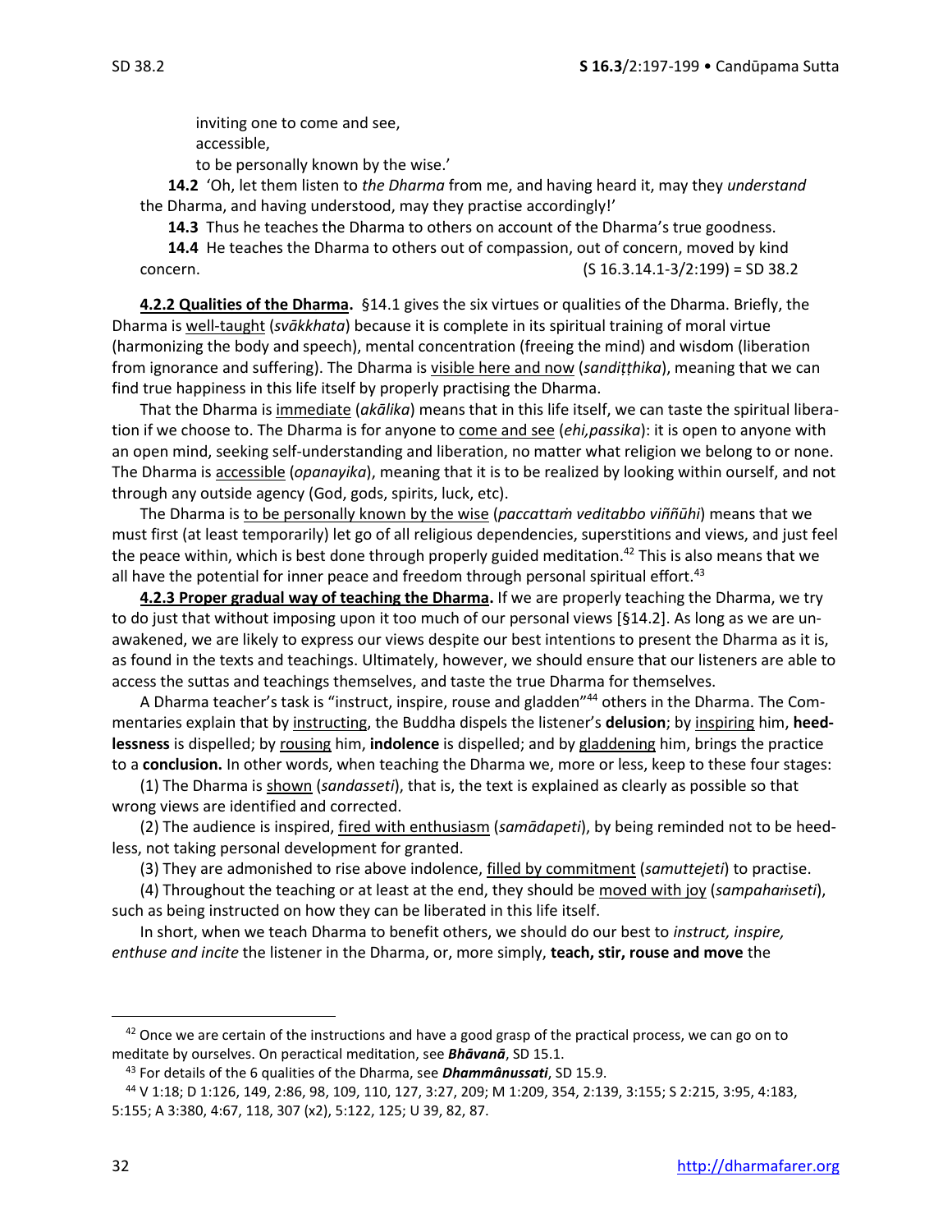inviting one to come and see,
accessible,
to be personally known by the wise.'

**14.2** 'Oh, let them listen to *the Dharma* from me, and having heard it, may they *understand* the Dharma, and having understood, may they practise accordingly!'

**14.3** Thus he teaches the Dharma to others on account of the Dharma's true goodness.

**14.4** He teaches the Dharma to others out of compassion, out of concern, moved by kind concern. (S 16.3.14.1-3/2:199) = SD 38.2

**4.2.2 Qualities of the Dharma.** §14.1 gives the six virtues or qualities of the Dharma. Briefly, the Dharma is well-taught (*svākkhata*) because it is complete in its spiritual training of moral virtue (harmonizing the body and speech), mental concentration (freeing the mind) and wisdom (liberation from ignorance and suffering). The Dharma is visible here and now (*sandiṭṭhika*), meaning that we can find true happiness in this life itself by properly practising the Dharma.

That the Dharma is immediate (*akālika*) means that in this life itself, we can taste the spiritual liberation if we choose to. The Dharma is for anyone to come and see (*ehi,passika*): it is open to anyone with an open mind, seeking self-understanding and liberation, no matter what religion we belong to or none. The Dharma is accessible (*opanayika*), meaning that it is to be realized by looking within ourself, and not through any outside agency (God, gods, spirits, luck, etc).

The Dharma is to be personally known by the wise (*paccattaṁ veditabbo viññūhi*) means that we must first (at least temporarily) let go of all religious dependencies, superstitions and views, and just feel the peace within, which is best done through properly guided meditation.[42] This is also means that we all have the potential for inner peace and freedom through personal spiritual effort.[43]

**4.2.3 Proper gradual way of teaching the Dharma.** If we are properly teaching the Dharma, we try to do just that without imposing upon it too much of our personal views [§14.2]. As long as we are unawakened, we are likely to express our views despite our best intentions to present the Dharma as it is, as found in the texts and teachings. Ultimately, however, we should ensure that our listeners are able to access the suttas and teachings themselves, and taste the true Dharma for themselves.

A Dharma teacher's task is "instruct, inspire, rouse and gladden"[44] others in the Dharma. The Commentaries explain that by instructing, the Buddha dispels the listener's **delusion**; by inspiring him, **heedlessness** is dispelled; by rousing him, **indolence** is dispelled; and by gladdening him, brings the practice to a **conclusion.** In other words, when teaching the Dharma we, more or less, keep to these four stages:

(1) The Dharma is shown (*sandasseti*), that is, the text is explained as clearly as possible so that wrong views are identified and corrected.

(2) The audience is inspired, fired with enthusiasm (*samādapeti*), by being reminded not to be heedless, not taking personal development for granted.

(3) They are admonished to rise above indolence, filled by commitment (*samuttejeti*) to practise.

(4) Throughout the teaching or at least at the end, they should be moved with joy (*sampahaṁseti*), such as being instructed on how they can be liberated in this life itself.

In short, when we teach Dharma to benefit others, we should do our best to *instruct, inspire, enthuse and incite* the listener in the Dharma, or, more simply, **teach, stir, rouse and move** the

---

[42] Once we are certain of the instructions and have a good grasp of the practical process, we can go on to meditate by ourselves. On peractical meditation, see ***Bhāvanā***, SD 15.1.

[43] For details of the 6 qualities of the Dharma, see ***Dhammânussati***, SD 15.9.

[44] V 1:18; D 1:126, 149, 2:86, 98, 109, 110, 127, 3:27, 209; M 1:209, 354, 2:139, 3:155; S 2:215, 3:95, 4:183, 5:155; A 3:380, 4:67, 118, 307 (x2), 5:122, 125; U 39, 82, 87.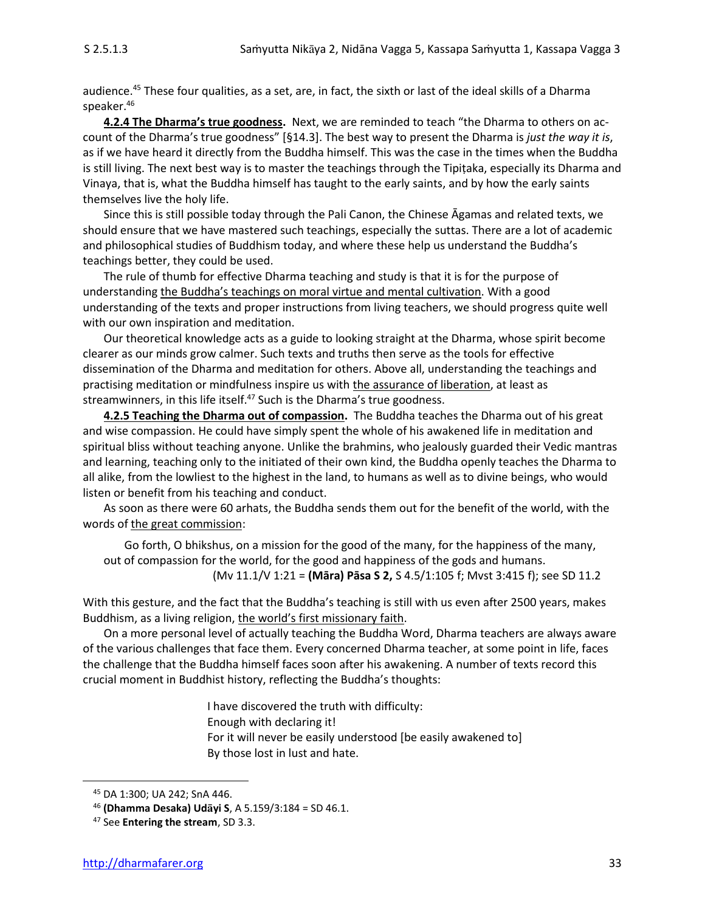audience.[45] These four qualities, as a set, are, in fact, the sixth or last of the ideal skills of a Dharma speaker.[46]

**4.2.4 The Dharma's true goodness.** Next, we are reminded to teach "the Dharma to others on account of the Dharma's true goodness" [§14.3]. The best way to present the Dharma is *just the way it is*, as if we have heard it directly from the Buddha himself. This was the case in the times when the Buddha is still living. The next best way is to master the teachings through the Tipiṭaka, especially its Dharma and Vinaya, that is, what the Buddha himself has taught to the early saints, and by how the early saints themselves live the holy life.

Since this is still possible today through the Pali Canon, the Chinese Āgamas and related texts, we should ensure that we have mastered such teachings, especially the suttas. There are a lot of academic and philosophical studies of Buddhism today, and where these help us understand the Buddha's teachings better, they could be used.

The rule of thumb for effective Dharma teaching and study is that it is for the purpose of understanding the Buddha's teachings on moral virtue and mental cultivation. With a good understanding of the texts and proper instructions from living teachers, we should progress quite well with our own inspiration and meditation.

Our theoretical knowledge acts as a guide to looking straight at the Dharma, whose spirit become clearer as our minds grow calmer. Such texts and truths then serve as the tools for effective dissemination of the Dharma and meditation for others. Above all, understanding the teachings and practising meditation or mindfulness inspire us with the assurance of liberation, at least as streamwinners, in this life itself.[47] Such is the Dharma's true goodness.

**4.2.5 Teaching the Dharma out of compassion.** The Buddha teaches the Dharma out of his great and wise compassion. He could have simply spent the whole of his awakened life in meditation and spiritual bliss without teaching anyone. Unlike the brahmins, who jealously guarded their Vedic mantras and learning, teaching only to the initiated of their own kind, the Buddha openly teaches the Dharma to all alike, from the lowliest to the highest in the land, to humans as well as to divine beings, who would listen or benefit from his teaching and conduct.

As soon as there were 60 arhats, the Buddha sends them out for the benefit of the world, with the words of the great commission:

> Go forth, O bhikshus, on a mission for the good of the many, for the happiness of the many, out of compassion for the world, for the good and happiness of the gods and humans.
> (Mv 11.1/V 1:21 = **(Māra) Pāsa S 2,** S 4.5/1:105 f; Mvst 3:415 f); see SD 11.2

With this gesture, and the fact that the Buddha's teaching is still with us even after 2500 years, makes Buddhism, as a living religion, the world's first missionary faith.

On a more personal level of actually teaching the Buddha Word, Dharma teachers are always aware of the various challenges that face them. Every concerned Dharma teacher, at some point in life, faces the challenge that the Buddha himself faces soon after his awakening. A number of texts record this crucial moment in Buddhist history, reflecting the Buddha's thoughts:

> I have discovered the truth with difficulty:
> Enough with declaring it!
> For it will never be easily understood [be easily awakened to]
> By those lost in lust and hate.

[45] DA 1:300; UA 242; SnA 446.

[46] **(Dhamma Desaka) Udāyi S**, A 5.159/3:184 = SD 46.1.

[47] See **Entering the stream**, SD 3.3.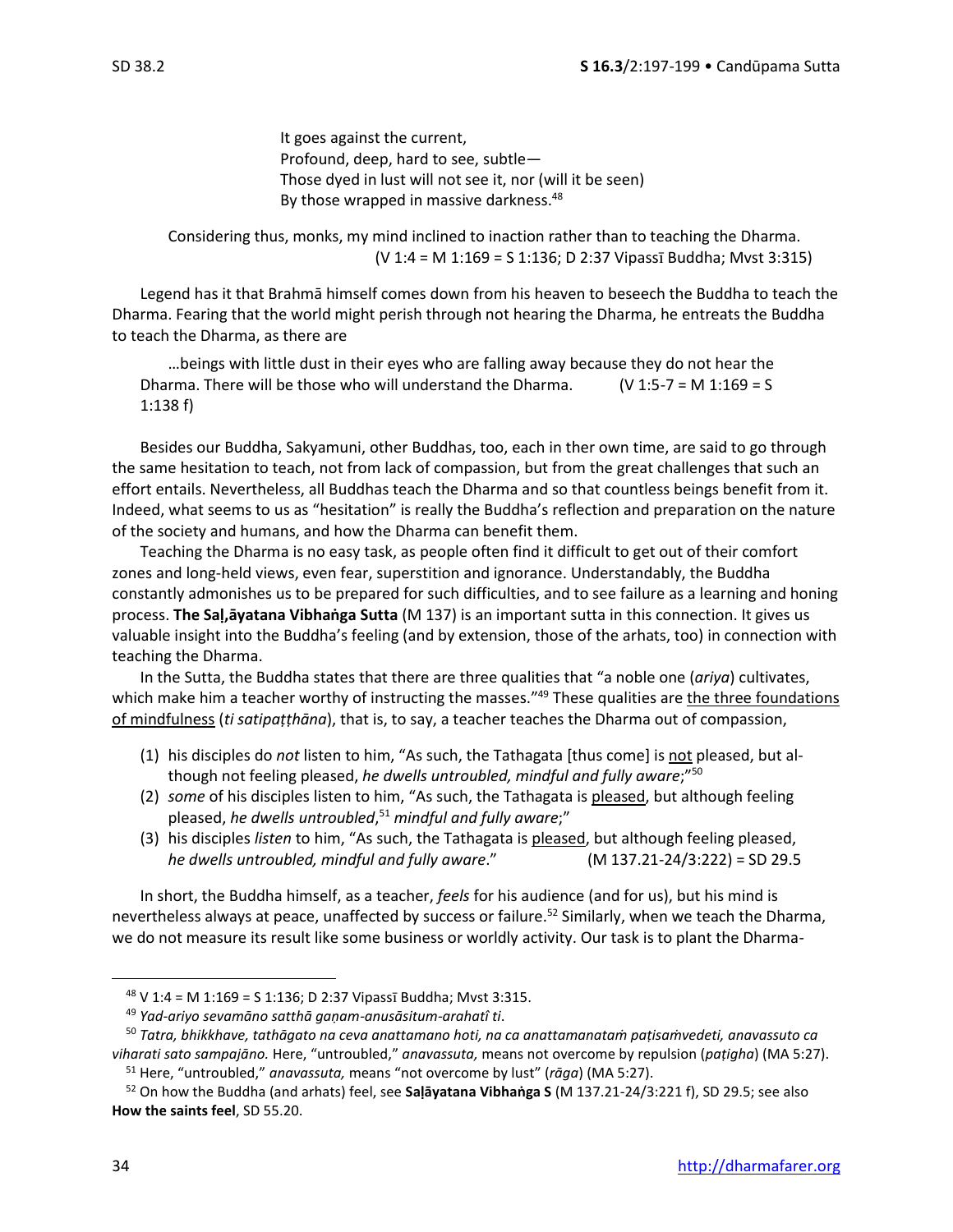> It goes against the current,
> Profound, deep, hard to see, subtle—
> Those dyed in lust will not see it, nor (will it be seen)
> By those wrapped in massive darkness.[48]

Considering thus, monks, my mind inclined to inaction rather than to teaching the Dharma.
(V 1:4 = M 1:169 = S 1:136; D 2:37 Vipassī Buddha; Mvst 3:315)

Legend has it that Brahmā himself comes down from his heaven to beseech the Buddha to teach the Dharma. Fearing that the world might perish through not hearing the Dharma, he entreats the Buddha to teach the Dharma, as there are

> …beings with little dust in their eyes who are falling away because they do not hear the Dharma. There will be those who will understand the Dharma. (V 1:5-7 = M 1:169 = S 1:138 f)

Besides our Buddha, Sakyamuni, other Buddhas, too, each in ther own time, are said to go through the same hesitation to teach, not from lack of compassion, but from the great challenges that such an effort entails. Nevertheless, all Buddhas teach the Dharma and so that countless beings benefit from it. Indeed, what seems to us as "hesitation" is really the Buddha's reflection and preparation on the nature of the society and humans, and how the Dharma can benefit them.

Teaching the Dharma is no easy task, as people often find it difficult to get out of their comfort zones and long-held views, even fear, superstition and ignorance. Understandably, the Buddha constantly admonishes us to be prepared for such difficulties, and to see failure as a learning and honing process. **The Saḷāyatana Vibhaṅga Sutta** (M 137) is an important sutta in this connection. It gives us valuable insight into the Buddha's feeling (and by extension, those of the arhats, too) in connection with teaching the Dharma.

In the Sutta, the Buddha states that there are three qualities that "a noble one (*ariya*) cultivates, which make him a teacher worthy of instructing the masses."[49] These qualities are the three foundations of mindfulness (*ti satipaṭṭhāna*), that is, to say, a teacher teaches the Dharma out of compassion,

(1) his disciples do *not* listen to him, "As such, the Tathagata [thus come] is not pleased, but although not feeling pleased, *he dwells untroubled, mindful and fully aware*;"[50]
(2) *some* of his disciples listen to him, "As such, the Tathagata is pleased, but although feeling pleased, *he dwells untroubled*,[51] *mindful and fully aware*;"
(3) his disciples *listen* to him, "As such, the Tathagata is pleased, but although feeling pleased, *he dwells untroubled, mindful and fully aware*." (M 137.21-24/3:222) = SD 29.5

In short, the Buddha himself, as a teacher, *feels* for his audience (and for us), but his mind is nevertheless always at peace, unaffected by success or failure.[52] Similarly, when we teach the Dharma, we do not measure its result like some business or worldly activity. Our task is to plant the Dharma-

---

[48] V 1:4 = M 1:169 = S 1:136; D 2:37 Vipassī Buddha; Mvst 3:315.

[49] *Yad-ariyo sevamāno satthā gaṇam-anusāsitum-arahatî ti*.

[50] *Tatra, bhikkhave, tathāgato na ceva anattamano hoti, na ca anattamanataṁ paṭisaṁvedeti, anavassuto ca viharati sato sampajāno.* Here, "untroubled," *anavassuta,* means not overcome by repulsion (*paṭigha*) (MA 5:27).

[51] Here, "untroubled," *anavassuta,* means "not overcome by lust" (*rāga*) (MA 5:27).

[52] On how the Buddha (and arhats) feel, see **Saḷāyatana Vibhaṅga S** (M 137.21-24/3:221 f), SD 29.5; see also **How the saints feel**, SD 55.20.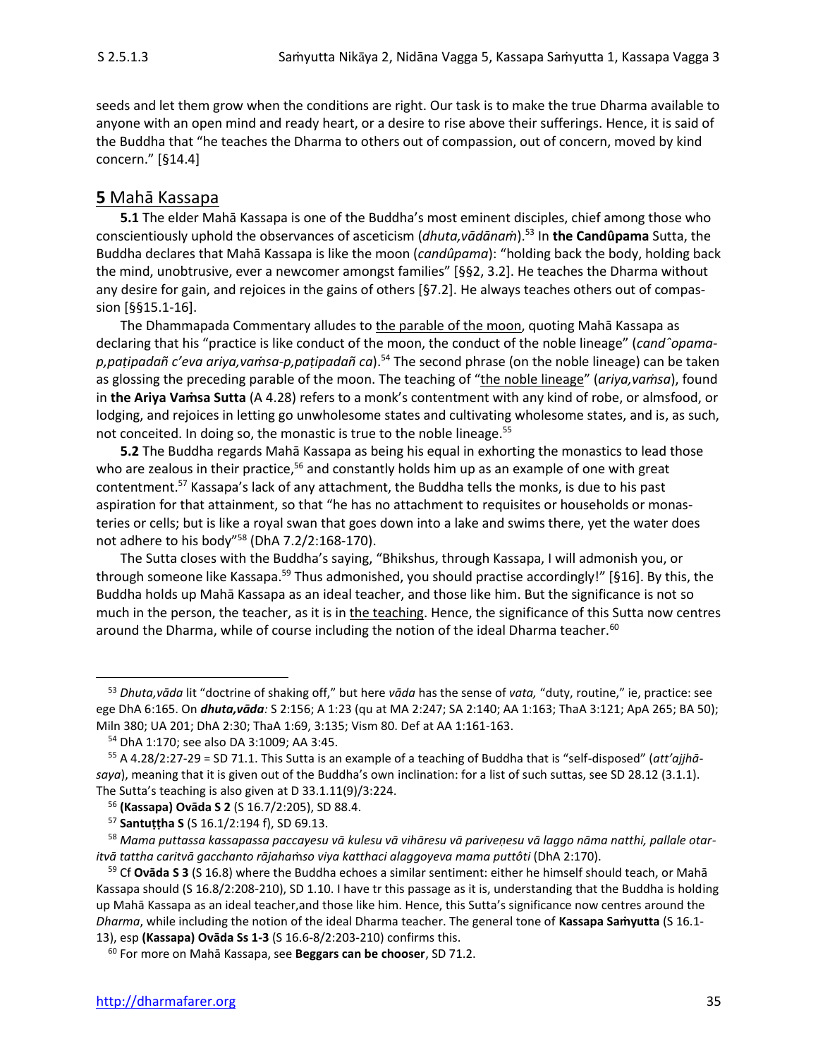seeds and let them grow when the conditions are right. Our task is to make the true Dharma available to anyone with an open mind and ready heart, or a desire to rise above their sufferings. Hence, it is said of the Buddha that "he teaches the Dharma to others out of compassion, out of concern, moved by kind concern." [§14.4]

## **5** Mahā Kassapa

**5.1** The elder Mahā Kassapa is one of the Buddha's most eminent disciples, chief among those who conscientiously uphold the observances of asceticism (*dhuta,vādānaṁ*).[53] In **the Candûpama** Sutta, the Buddha declares that Mahā Kassapa is like the moon (*candûpama*): "holding back the body, holding back the mind, unobtrusive, ever a newcomer amongst families" [§§2, 3.2]. He teaches the Dharma without any desire for gain, and rejoices in the gains of others [§7.2]. He always teaches others out of compassion [§§15.1-16].

The Dhammapada Commentary alludes to the parable of the moon, quoting Mahā Kassapa as declaring that his "practice is like conduct of the moon, the conduct of the noble lineage" (*candˆopama-p,paṭipadañ c'eva ariya,vaṁsa-p,paṭipadañ ca*).[54] The second phrase (on the noble lineage) can be taken as glossing the preceding parable of the moon. The teaching of "the noble lineage" (*ariya,vaṁsa*), found in **the Ariya Vaṁsa Sutta** (A 4.28) refers to a monk's contentment with any kind of robe, or almsfood, or lodging, and rejoices in letting go unwholesome states and cultivating wholesome states, and is, as such, not conceited. In doing so, the monastic is true to the noble lineage.[55]

**5.2** The Buddha regards Mahā Kassapa as being his equal in exhorting the monastics to lead those who are zealous in their practice,[56] and constantly holds him up as an example of one with great contentment.[57] Kassapa's lack of any attachment, the Buddha tells the monks, is due to his past aspiration for that attainment, so that "he has no attachment to requisites or households or monasteries or cells; but is like a royal swan that goes down into a lake and swims there, yet the water does not adhere to his body"[58] (DhA 7.2/2:168-170).

The Sutta closes with the Buddha's saying, "Bhikshus, through Kassapa, I will admonish you, or through someone like Kassapa.[59] Thus admonished, you should practise accordingly!" [§16]. By this, the Buddha holds up Mahā Kassapa as an ideal teacher, and those like him. But the significance is not so much in the person, the teacher, as it is in the teaching. Hence, the significance of this Sutta now centres around the Dharma, while of course including the notion of the ideal Dharma teacher.[60]

---

[53] *Dhuta,vāda* lit "doctrine of shaking off," but here *vāda* has the sense of *vata,* "duty, routine," ie, practice: see ege DhA 6:165. On ***dhuta,vāda****:* S 2:156; A 1:23 (qu at MA 2:247; SA 2:140; AA 1:163; ThaA 3:121; ApA 265; BA 50); Miln 380; UA 201; DhA 2:30; ThaA 1:69, 3:135; Vism 80. Def at AA 1:161-163.

[54] DhA 1:170; see also DA 3:1009; AA 3:45.

[55] A 4.28/2:27-29 = SD 71.1. This Sutta is an example of a teaching of Buddha that is "self-disposed" (*att'ajjhāsaya*), meaning that it is given out of the Buddha's own inclination: for a list of such suttas, see SD 28.12 (3.1.1). The Sutta's teaching is also given at D 33.1.11(9)/3:224.

[56] **(Kassapa) Ovāda S 2** (S 16.7/2:205), SD 88.4.

[57] **Santuṭṭha S** (S 16.1/2:194 f), SD 69.13.

[58] *Mama puttassa kassapassa paccayesu vā kulesu vā vihāresu vā pariveṇesu vā laggo nāma natthi, pallale otaritvā tattha caritvā gacchanto rājahaṁso viya katthaci alaggoyeva mama puttôti* (DhA 2:170).

[59] Cf **Ovāda S 3** (S 16.8) where the Buddha echoes a similar sentiment: either he himself should teach, or Mahā Kassapa should (S 16.8/2:208-210), SD 1.10. I have tr this passage as it is, understanding that the Buddha is holding up Mahā Kassapa as an ideal teacher,and those like him. Hence, this Sutta's significance now centres around the *Dharma*, while including the notion of the ideal Dharma teacher. The general tone of **Kassapa Saṁyutta** (S 16.1-13), esp **(Kassapa) Ovāda Ss 1-3** (S 16.6-8/2:203-210) confirms this.

[60] For more on Mahā Kassapa, see **Beggars can be chooser**, SD 71.2.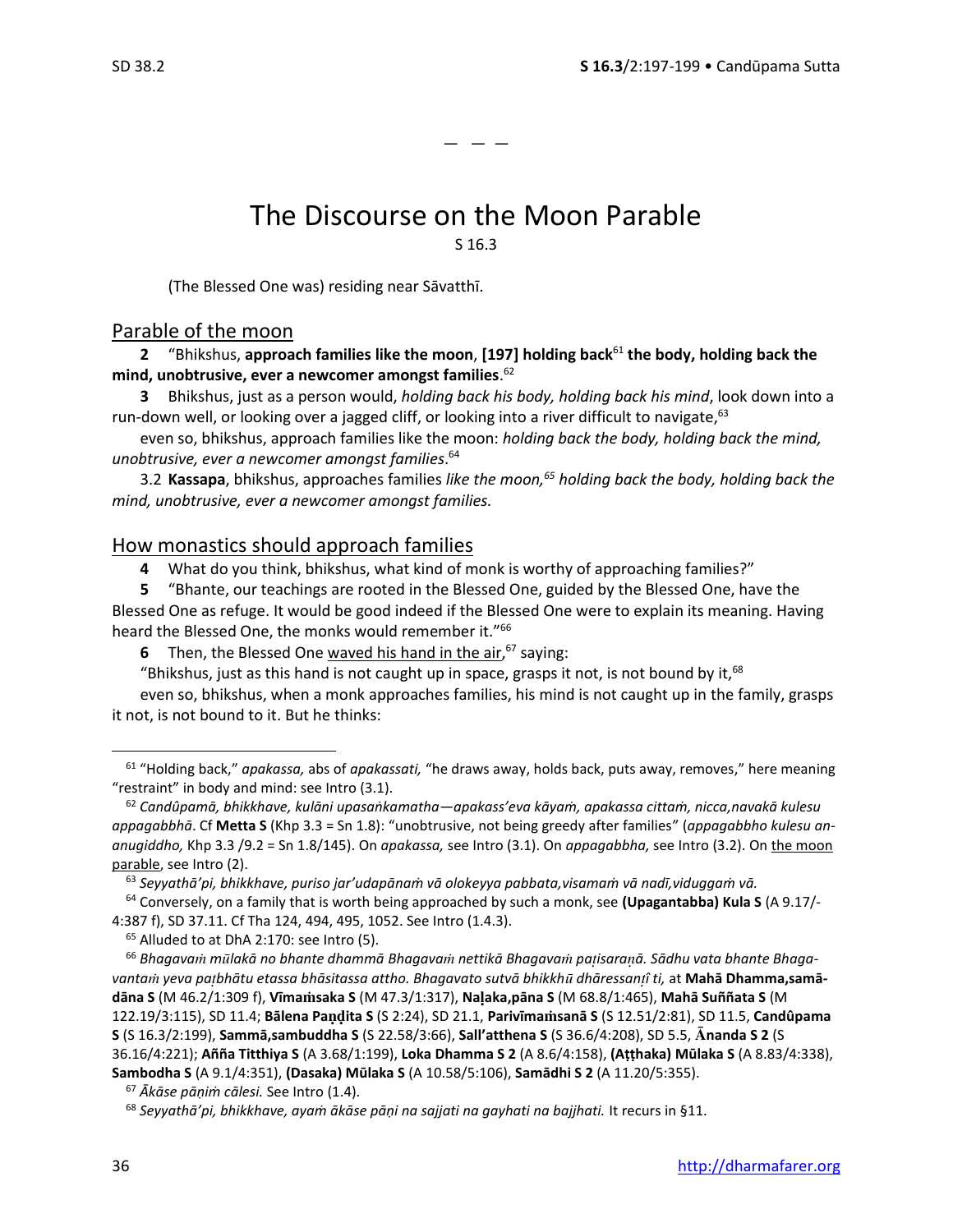— — —

# The Discourse on the Moon Parable

S 16.3

(The Blessed One was) residing near Sāvatthī.

## Parable of the moon

**2** "Bhikshus, **approach families like the moon**, **[197] holding back**[61] **the body, holding back the mind, unobtrusive, ever a newcomer amongst families**.[62]

**3** Bhikshus, just as a person would, *holding back his body, holding back his mind*, look down into a run-down well, or looking over a jagged cliff, or looking into a river difficult to navigate,[63]

even so, bhikshus, approach families like the moon: *holding back the body, holding back the mind, unobtrusive, ever a newcomer amongst families*.[64]

3.2 **Kassapa**, bhikshus, approaches families *like the moon,*[65] *holding back the body, holding back the mind, unobtrusive, ever a newcomer amongst families.*

## How monastics should approach families

**4** What do you think, bhikshus, what kind of monk is worthy of approaching families?"

**5** "Bhante, our teachings are rooted in the Blessed One, guided by the Blessed One, have the Blessed One as refuge. It would be good indeed if the Blessed One were to explain its meaning. Having heard the Blessed One, the monks would remember it."[66]

**6** Then, the Blessed One waved his hand in the air,[67] saying:

"Bhikshus, just as this hand is not caught up in space, grasps it not, is not bound by it,[68]

even so, bhikshus, when a monk approaches families, his mind is not caught up in the family, grasps it not, is not bound to it. But he thinks:

---

[61] "Holding back," *apakassa,* abs of *apakassati,* "he draws away, holds back, puts away, removes," here meaning "restraint" in body and mind: see Intro (3.1).

[62] *Candûpamā, bhikkhave, kulāni upasaṅkamatha—apakass'eva kāyaṁ, apakassa cittaṁ, nicca,navakā kulesu appagabbhā*. Cf **Metta S** (Khp 3.3 = Sn 1.8): "unobtrusive, not being greedy after families" (*appagabbho kulesu ananugiddho,* Khp 3.3 /9.2 = Sn 1.8/145). On *apakassa,* see Intro (3.1). On *appagabbha,* see Intro (3.2). On the moon parable, see Intro (2).

[63] *Seyyathā'pi, bhikkhave, puriso jar'udapānaṁ vā olokeyya pabbata,visamaṁ vā nadī,viduggaṁ vā.*

[64] Conversely, on a family that is worth being approached by such a monk, see **(Upagantabba) Kula S** (A 9.17/-4:387 f), SD 37.11. Cf Tha 124, 494, 495, 1052. See Intro (1.4.3).

[65] Alluded to at DhA 2:170: see Intro (5).

[66] *Bhagavaṁ mūlakā no bhante dhammā Bhagavaṁ nettikā Bhagavaṁ paṭisaraṇā. Sādhu vata bhante Bhagavantaṁ yeva paṭbhātu etassa bhāsitassa attho. Bhagavato sutvā bhikkhū dhāressanṭî ti,* at **Mahā Dhamma,samādāna S** (M 46.2/1:309 f), **Vīmaṁsaka S** (M 47.3/1:317), **Naḷaka,pāna S** (M 68.8/1:465), **Mahā Suññata S** (M 122.19/3:115), SD 11.4; **Bālena Paṇḍita S** (S 2:24), SD 21.1, **Parivīmaṁsanā S** (S 12.51/2:81), SD 11.5, **Candûpama S** (S 16.3/2:199), **Sammā,sambuddha S** (S 22.58/3:66), **Sall'atthena S** (S 36.6/4:208), SD 5.5, **Ānanda S 2** (S 36.16/4:221); **Añña Titthiya S** (A 3.68/1:199), **Loka Dhamma S 2** (A 8.6/4:158), **(Aṭṭhaka) Mūlaka S** (A 8.83/4:338), **Sambodha S** (A 9.1/4:351), **(Dasaka) Mūlaka S** (A 10.58/5:106), **Samādhi S 2** (A 11.20/5:355).

[67] *Ākāse pāṇiṁ cālesi.* See Intro (1.4).

[68] *Seyyathā'pi, bhikkhave, ayaṁ ākāse pāṇi na sajjati na gayhati na bajjhati.* It recurs in §11.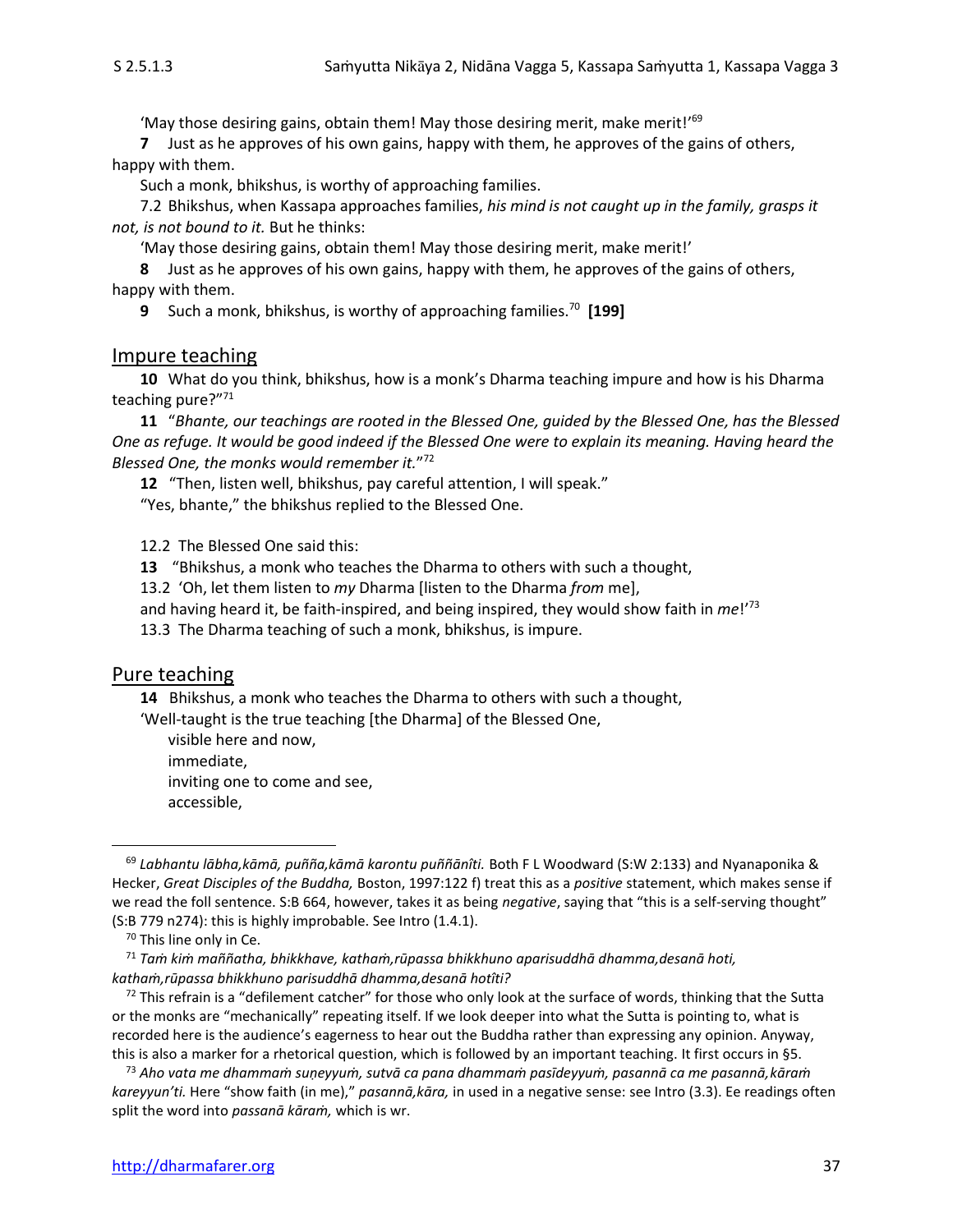'May those desiring gains, obtain them! May those desiring merit, make merit!'[69]

**7** Just as he approves of his own gains, happy with them, he approves of the gains of others, happy with them.

Such a monk, bhikshus, is worthy of approaching families.

7.2 Bhikshus, when Kassapa approaches families, *his mind is not caught up in the family, grasps it not, is not bound to it.* But he thinks:

'May those desiring gains, obtain them! May those desiring merit, make merit!'

**8** Just as he approves of his own gains, happy with them, he approves of the gains of others, happy with them.

**9** Such a monk, bhikshus, is worthy of approaching families.[70] **[199]**

## Impure teaching

**10** What do you think, bhikshus, how is a monk's Dharma teaching impure and how is his Dharma teaching pure?"[71]

**11** "*Bhante, our teachings are rooted in the Blessed One, guided by the Blessed One, has the Blessed One as refuge. It would be good indeed if the Blessed One were to explain its meaning. Having heard the Blessed One, the monks would remember it.*"[72]

**12** "Then, listen well, bhikshus, pay careful attention, I will speak."

"Yes, bhante," the bhikshus replied to the Blessed One.

12.2 The Blessed One said this:

**13** "Bhikshus, a monk who teaches the Dharma to others with such a thought,

13.2 'Oh, let them listen to *my* Dharma [listen to the Dharma *from* me],

and having heard it, be faith-inspired, and being inspired, they would show faith in *me*!'[73]

13.3 The Dharma teaching of such a monk, bhikshus, is impure.

## Pure teaching

**14** Bhikshus, a monk who teaches the Dharma to others with such a thought,

'Well-taught is the true teaching [the Dharma] of the Blessed One,

visible here and now,

immediate,

inviting one to come and see,

accessible,

---

[69] *Labhantu lābha,kāmā, puñña,kāmā karontu puññānîti.* Both F L Woodward (S:W 2:133) and Nyanaponika & Hecker, *Great Disciples of the Buddha,* Boston, 1997:122 f) treat this as a *positive* statement, which makes sense if we read the foll sentence. S:B 664, however, takes it as being *negative*, saying that "this is a self-serving thought" (S:B 779 n274): this is highly improbable. See Intro (1.4.1).

[70] This line only in Ce.

[71] *Taṁ kiṁ maññatha, bhikkhave, kathaṁ,rūpassa bhikkhuno aparisuddhā dhamma,desanā hoti, kathaṁ,rūpassa bhikkhuno parisuddhā dhamma,desanā hotîti?*

[72] This refrain is a "defilement catcher" for those who only look at the surface of words, thinking that the Sutta or the monks are "mechanically" repeating itself. If we look deeper into what the Sutta is pointing to, what is recorded here is the audience's eagerness to hear out the Buddha rather than expressing any opinion. Anyway, this is also a marker for a rhetorical question, which is followed by an important teaching. It first occurs in §5.

[73] *Aho vata me dhammaṁ suṇeyyuṁ, sutvā ca pana dhammaṁ pasīdeyyuṁ, pasannā ca me pasannā,kāraṁ kareyyun'ti.* Here "show faith (in me)," *pasannā,kāra,* in used in a negative sense: see Intro (3.3). Ee readings often split the word into *passanā kāraṁ,* which is wr.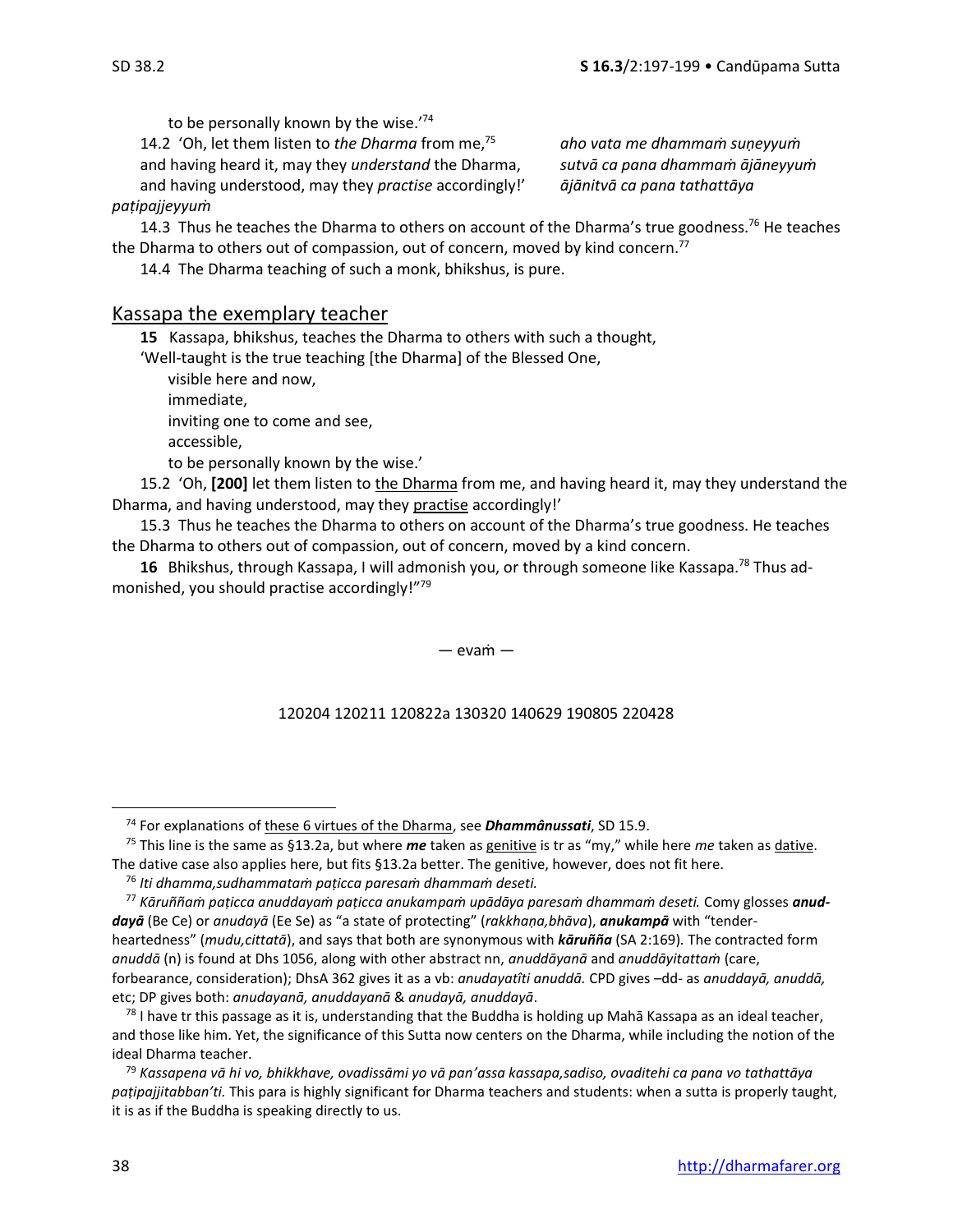to be personally known by the wise.'[74]

14.2 'Oh, let them listen to *the Dharma* from me,[75] *aho vata me dhammaṁ suṇeyyuṁ*
and having heard it, may they *understand* the Dharma, *sutvā ca pana dhammaṁ ājāneyyuṁ*
and having understood, may they *practise* accordingly!' *ājānitvā ca pana tathattāya paṭipajjeyyuṁ*

14.3 Thus he teaches the Dharma to others on account of the Dharma's true goodness.[76] He teaches the Dharma to others out of compassion, out of concern, moved by kind concern.[77]

14.4 The Dharma teaching of such a monk, bhikshus, is pure.

## Kassapa the exemplary teacher

**15** Kassapa, bhikshus, teaches the Dharma to others with such a thought,

'Well-taught is the true teaching [the Dharma] of the Blessed One,

visible here and now,
immediate,
inviting one to come and see,
accessible,
to be personally known by the wise.'

15.2 'Oh, **[200]** let them listen to the Dharma from me, and having heard it, may they understand the Dharma, and having understood, may they practise accordingly!'

15.3 Thus he teaches the Dharma to others on account of the Dharma's true goodness. He teaches the Dharma to others out of compassion, out of concern, moved by a kind concern.

**16** Bhikshus, through Kassapa, I will admonish you, or through someone like Kassapa.[78] Thus admonished, you should practise accordingly!"[79]

— evaṁ —

120204 120211 120822a 130320 140629 190805 220428

---

[74] For explanations of these 6 virtues of the Dharma, see ***Dhammânussati***, SD 15.9.

[75] This line is the same as §13.2a, but where ***me*** taken as genitive is tr as "my," while here *me* taken as dative. The dative case also applies here, but fits §13.2a better. The genitive, however, does not fit here.

[76] *Iti dhamma,sudhammataṁ paṭicca paresaṁ dhammaṁ deseti.*

[77] *Kāruññaṁ paṭicca anuddayaṁ paṭicca anukampaṁ upādāya paresaṁ dhammaṁ deseti.* Comy glosses ***anuddayā*** (Be Ce) or *anudayā* (Ee Se) as "a state of protecting" (*rakkhaṇa,bhāva*), ***anukampā*** with "tender-heartedness" (*mudu,cittatā*), and says that both are synonymous with ***kāruñña*** (SA 2:169). The contracted form *anuddā* (n) is found at Dhs 1056, along with other abstract nn, *anuddāyanā* and *anuddāyitattaṁ* (care, forbearance, consideration); DhsA 362 gives it as a vb: *anudayatîti anuddā.* CPD gives –dd- as *anuddayā, anuddā,* etc; DP gives both: *anudayanā, anuddayanā* & *anudayā, anuddayā*.

[78] I have tr this passage as it is, understanding that the Buddha is holding up Mahā Kassapa as an ideal teacher, and those like him. Yet, the significance of this Sutta now centers on the Dharma, while including the notion of the ideal Dharma teacher.

[79] *Kassapena vā hi vo, bhikkhave, ovadissāmi yo vā pan'assa kassapa,sadiso, ovaditehi ca pana vo tathattāya paṭipajjitabban'ti.* This para is highly significant for Dharma teachers and students: when a sutta is properly taught, it is as if the Buddha is speaking directly to us.